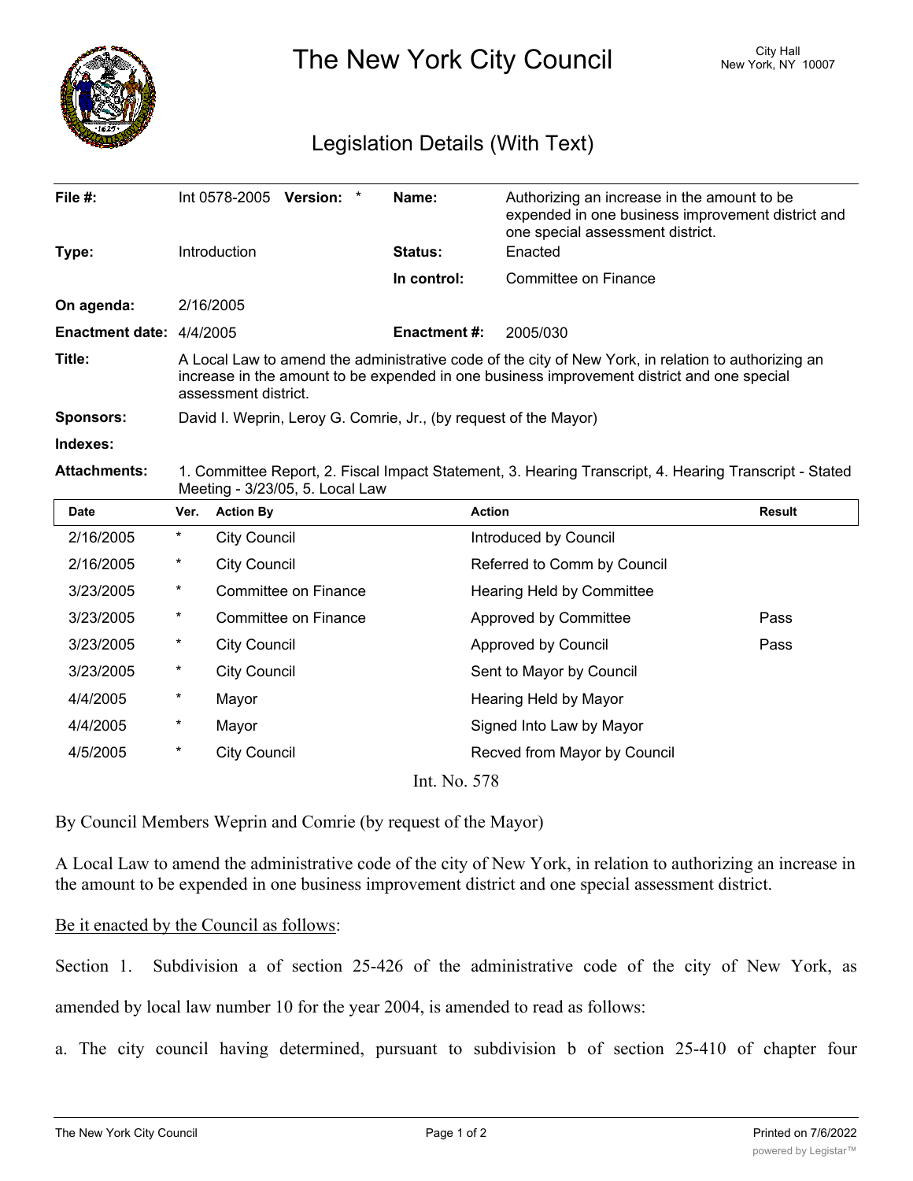# The New York City Council

City Hall
New York, NY 10007

## Legislation Details (With Text)

| | | | |
|---|---|---|---|
| **File #:** | Int 0578-2005 **Version:** * | **Name:** | Authorizing an increase in the amount to be expended in one business improvement district and one special assessment district. |
| **Type:** | Introduction | **Status:** | Enacted |
| | | **In control:** | Committee on Finance |
| **On agenda:** | 2/16/2005 | | |
| **Enactment date:** | 4/4/2005 | **Enactment #:** | 2005/030 |

**Title:** A Local Law to amend the administrative code of the city of New York, in relation to authorizing an increase in the amount to be expended in one business improvement district and one special assessment district.

**Sponsors:** David I. Weprin, Leroy G. Comrie, Jr., (by request of the Mayor)

**Indexes:**

**Attachments:** 1. Committee Report, 2. Fiscal Impact Statement, 3. Hearing Transcript, 4. Hearing Transcript - Stated Meeting - 3/23/05, 5. Local Law

| Date | Ver. | Action By | Action | Result |
|---|---|---|---|---|
| 2/16/2005 | * | City Council | Introduced by Council | |
| 2/16/2005 | * | City Council | Referred to Comm by Council | |
| 3/23/2005 | * | Committee on Finance | Hearing Held by Committee | |
| 3/23/2005 | * | Committee on Finance | Approved by Committee | Pass |
| 3/23/2005 | * | City Council | Approved by Council | Pass |
| 3/23/2005 | * | City Council | Sent to Mayor by Council | |
| 4/4/2005 | * | Mayor | Hearing Held by Mayor | |
| 4/4/2005 | * | Mayor | Signed Into Law by Mayor | |
| 4/5/2005 | * | City Council | Recved from Mayor by Council | |

Int. No. 578

By Council Members Weprin and Comrie (by request of the Mayor)

A Local Law to amend the administrative code of the city of New York, in relation to authorizing an increase in the amount to be expended in one business improvement district and one special assessment district.

Be it enacted by the Council as follows:

Section 1. Subdivision a of section 25-426 of the administrative code of the city of New York, as amended by local law number 10 for the year 2004, is amended to read as follows:

a. The city council having determined, pursuant to subdivision b of section 25-410 of chapter four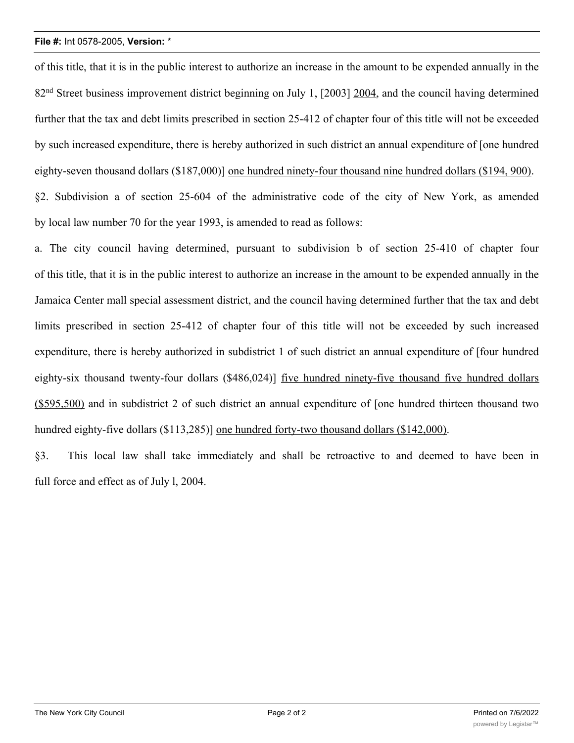of this title, that it is in the public interest to authorize an increase in the amount to be expended annually in the 82nd Street business improvement district beginning on July 1, [2003] 2004, and the council having determined further that the tax and debt limits prescribed in section 25-412 of chapter four of this title will not be exceeded by such increased expenditure, there is hereby authorized in such district an annual expenditure of [one hundred eighty-seven thousand dollars ($187,000)] one hundred ninety-four thousand nine hundred dollars ($194, 900).

§2. Subdivision a of section 25-604 of the administrative code of the city of New York, as amended by local law number 70 for the year 1993, is amended to read as follows:

a. The city council having determined, pursuant to subdivision b of section 25-410 of chapter four of this title, that it is in the public interest to authorize an increase in the amount to be expended annually in the Jamaica Center mall special assessment district, and the council having determined further that the tax and debt limits prescribed in section 25-412 of chapter four of this title will not be exceeded by such increased expenditure, there is hereby authorized in subdistrict 1 of such district an annual expenditure of [four hundred eighty-six thousand twenty-four dollars ($486,024)] five hundred ninety-five thousand five hundred dollars ($595,500) and in subdistrict 2 of such district an annual expenditure of [one hundred thirteen thousand two hundred eighty-five dollars ($113,285)] one hundred forty-two thousand dollars ($142,000).

§3. This local law shall take immediately and shall be retroactive to and deemed to have been in full force and effect as of July l, 2004.